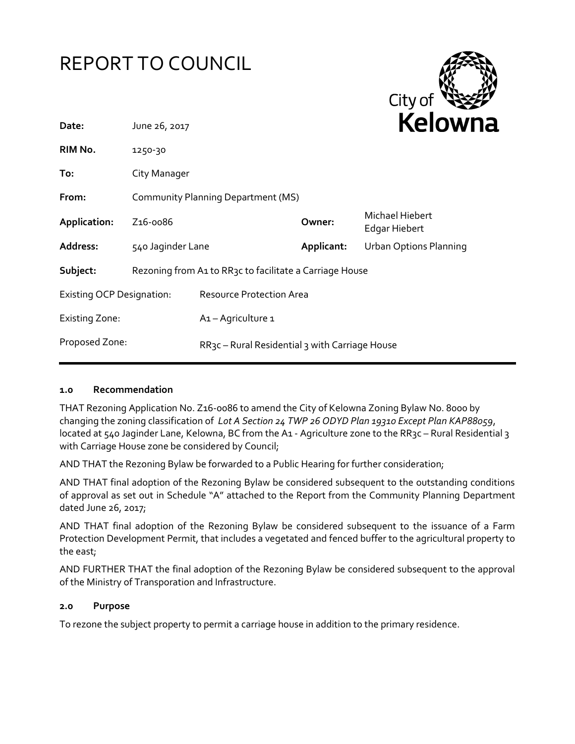# REPORT TO COUNCIL

City of **Kelowna**

| | | | |
|---|---|---|---|
| **Date:** | June 26, 2017 | | |
| **RIM No.** | 1250-30 | | |
| **To:** | City Manager | | |
| **From:** | Community Planning Department (MS) | | |
| **Application:** | Z16-0086 | **Owner:** | Michael Hiebert<br>Edgar Hiebert |
| **Address:** | 540 Jaginder Lane | **Applicant:** | Urban Options Planning |
| **Subject:** | Rezoning from A1 to RR3c to facilitate a Carriage House | | |
| Existing OCP Designation: | Resource Protection Area | | |
| Existing Zone: | A1 – Agriculture 1 | | |
| Proposed Zone: | RR3c – Rural Residential 3 with Carriage House | | |

## 1.0 Recommendation

THAT Rezoning Application No. Z16-0086 to amend the City of Kelowna Zoning Bylaw No. 8000 by changing the zoning classification of *Lot A Section 24 TWP 26 ODYD Plan 19310 Except Plan KAP88059*, located at 540 Jaginder Lane, Kelowna, BC from the A1 - Agriculture zone to the RR3c – Rural Residential 3 with Carriage House zone be considered by Council;

AND THAT the Rezoning Bylaw be forwarded to a Public Hearing for further consideration;

AND THAT final adoption of the Rezoning Bylaw be considered subsequent to the outstanding conditions of approval as set out in Schedule "A" attached to the Report from the Community Planning Department dated June 26, 2017;

AND THAT final adoption of the Rezoning Bylaw be considered subsequent to the issuance of a Farm Protection Development Permit, that includes a vegetated and fenced buffer to the agricultural property to the east;

AND FURTHER THAT the final adoption of the Rezoning Bylaw be considered subsequent to the approval of the Ministry of Transporation and Infrastructure.

## 2.0 Purpose

To rezone the subject property to permit a carriage house in addition to the primary residence.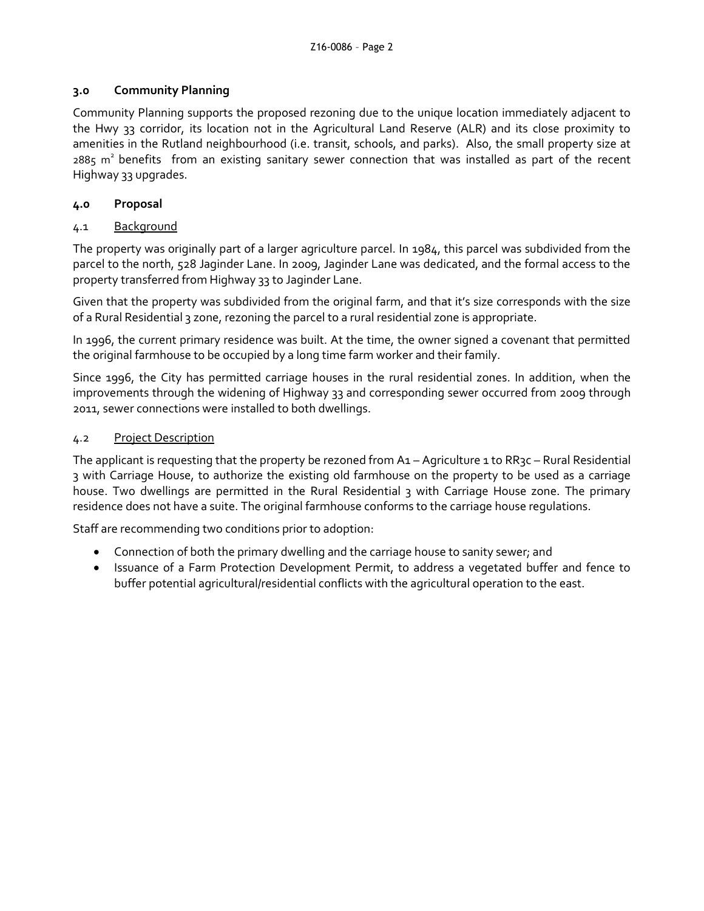## 3.0 Community Planning

Community Planning supports the proposed rezoning due to the unique location immediately adjacent to the Hwy 33 corridor, its location not in the Agricultural Land Reserve (ALR) and its close proximity to amenities in the Rutland neighbourhood (i.e. transit, schools, and parks). Also, the small property size at 2885 $m^2$ benefits from an existing sanitary sewer connection that was installed as part of the recent Highway 33 upgrades.

## 4.0 Proposal

### 4.1 Background

The property was originally part of a larger agriculture parcel. In 1984, this parcel was subdivided from the parcel to the north, 528 Jaginder Lane. In 2009, Jaginder Lane was dedicated, and the formal access to the property transferred from Highway 33 to Jaginder Lane.

Given that the property was subdivided from the original farm, and that it's size corresponds with the size of a Rural Residential 3 zone, rezoning the parcel to a rural residential zone is appropriate.

In 1996, the current primary residence was built. At the time, the owner signed a covenant that permitted the original farmhouse to be occupied by a long time farm worker and their family.

Since 1996, the City has permitted carriage houses in the rural residential zones. In addition, when the improvements through the widening of Highway 33 and corresponding sewer occurred from 2009 through 2011, sewer connections were installed to both dwellings.

### 4.2 Project Description

The applicant is requesting that the property be rezoned from A1 – Agriculture 1 to RR3c – Rural Residential 3 with Carriage House, to authorize the existing old farmhouse on the property to be used as a carriage house. Two dwellings are permitted in the Rural Residential 3 with Carriage House zone. The primary residence does not have a suite. The original farmhouse conforms to the carriage house regulations.

Staff are recommending two conditions prior to adoption:

- Connection of both the primary dwelling and the carriage house to sanity sewer; and
- Issuance of a Farm Protection Development Permit, to address a vegetated buffer and fence to buffer potential agricultural/residential conflicts with the agricultural operation to the east.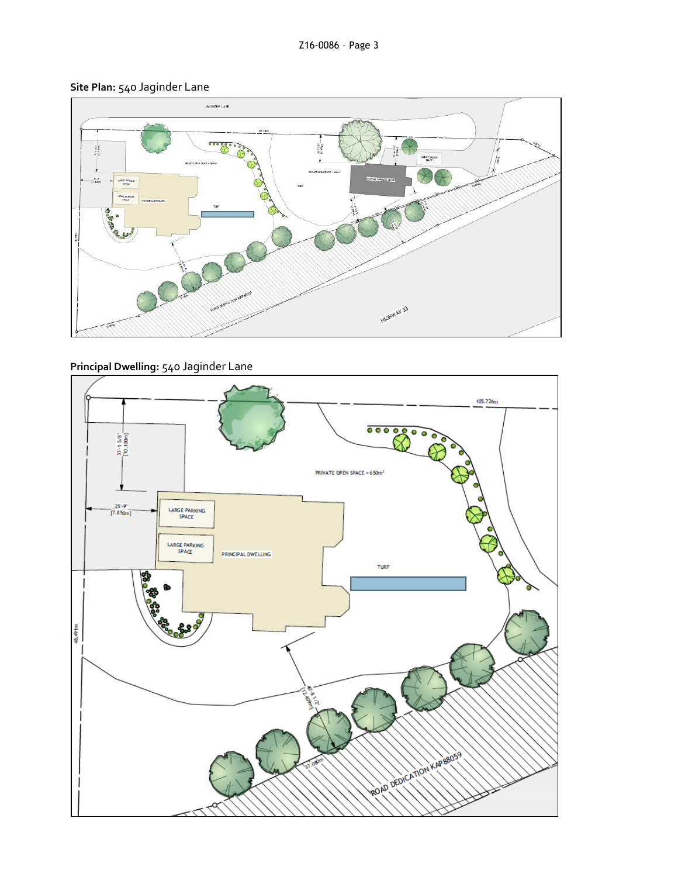**Site Plan:** 540 Jaginder Lane

**Principal Dwelling:** 540 Jaginder Lane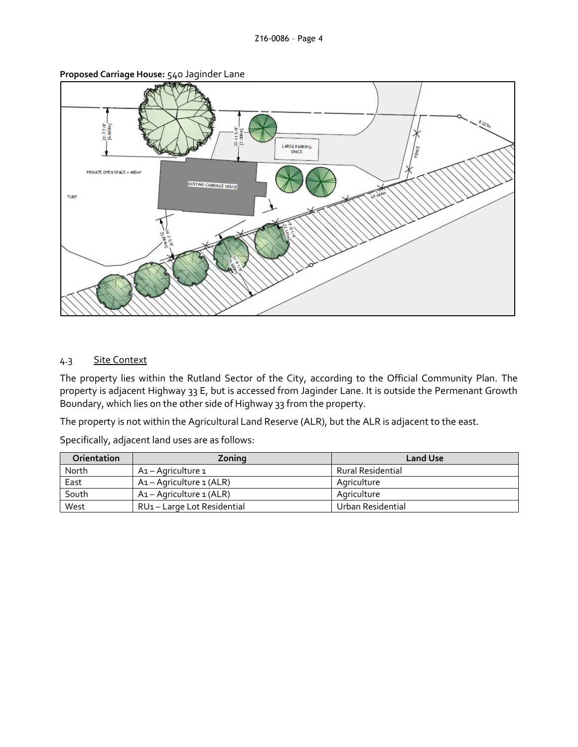**Proposed Carriage House:** 540 Jaginder Lane

### 4.3 Site Context

The property lies within the Rutland Sector of the City, according to the Official Community Plan. The property is adjacent Highway 33 E, but is accessed from Jaginder Lane. It is outside the Permenant Growth Boundary, which lies on the other side of Highway 33 from the property.

The property is not within the Agricultural Land Reserve (ALR), but the ALR is adjacent to the east.

Specifically, adjacent land uses are as follows:

| Orientation | Zoning | Land Use |
| --- | --- | --- |
| North | A1 – Agriculture 1 | Rural Residential |
| East | A1 – Agriculture 1 (ALR) | Agriculture |
| South | A1 – Agriculture 1 (ALR) | Agriculture |
| West | RU1 – Large Lot Residential | Urban Residential |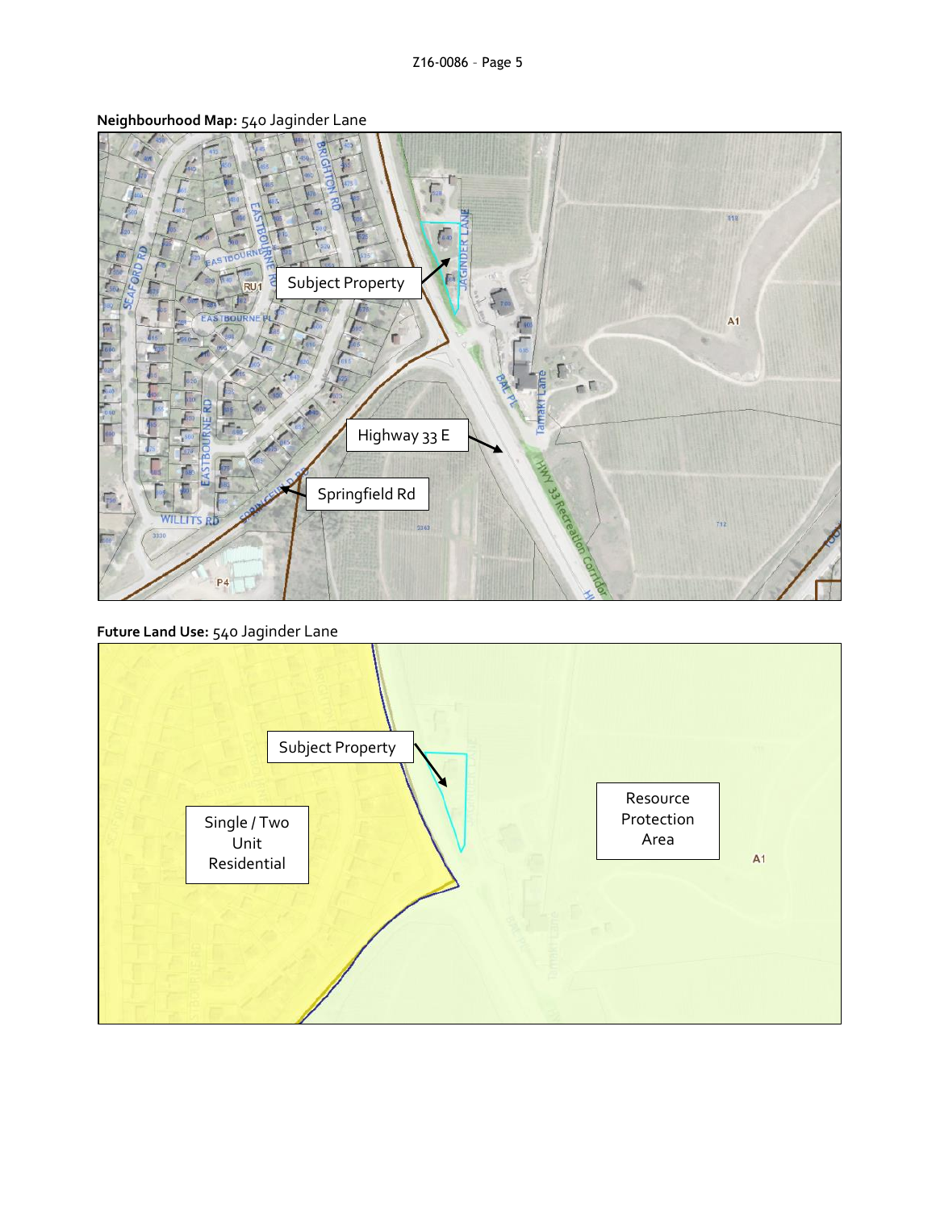**Neighbourhood Map:** 540 Jaginder Lane

Subject Property

Highway 33 E

Springfield Rd

**Future Land Use:** 540 Jaginder Lane

Subject Property

Single / Two Unit Residential

Resource Protection Area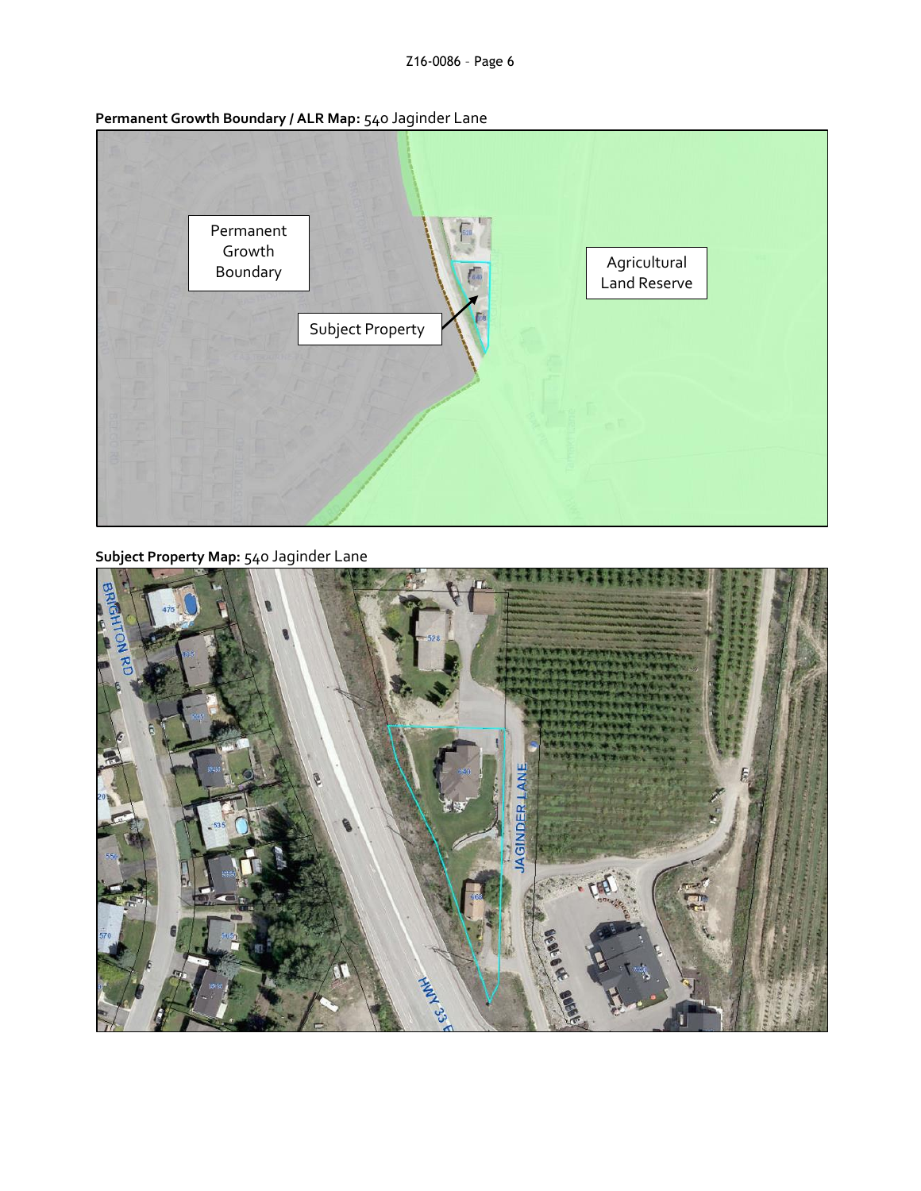**Permanent Growth Boundary / ALR Map:** 540 Jaginder Lane

**Subject Property Map:** 540 Jaginder Lane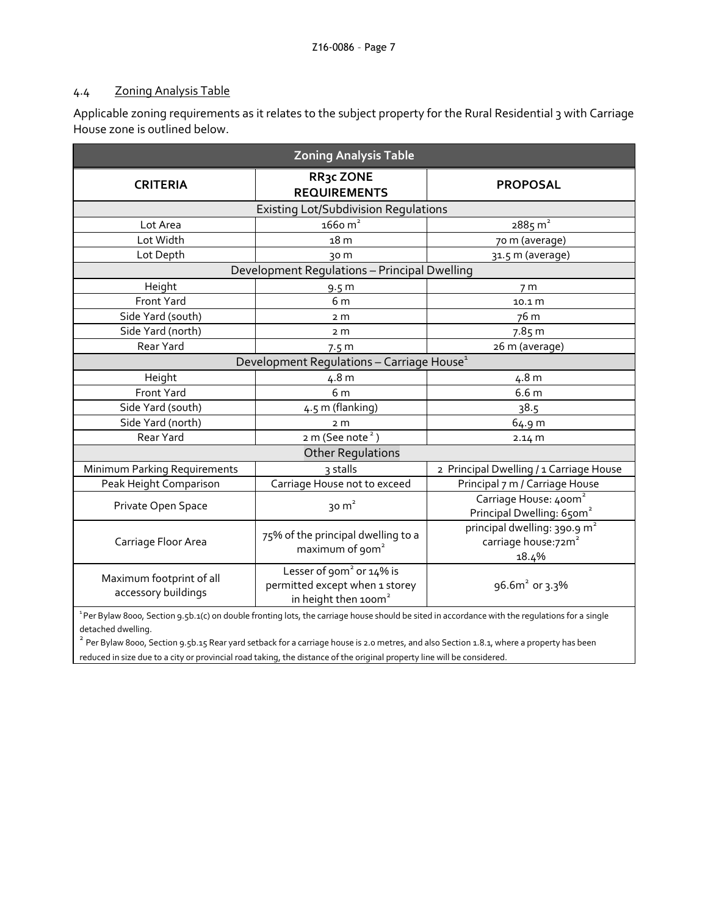## 4.4 Zoning Analysis Table

Applicable zoning requirements as it relates to the subject property for the Rural Residential 3 with Carriage House zone is outlined below.

| Zoning Analysis Table | | |
|---|---|---|
| **CRITERIA** | **RR3c ZONE REQUIREMENTS** | **PROPOSAL** |
| Existing Lot/Subdivision Regulations | | |
| Lot Area | 1660 m² | 2885 m² |
| Lot Width | 18 m | 70 m (average) |
| Lot Depth | 30 m | 31.5 m (average) |
| Development Regulations – Principal Dwelling | | |
| Height | 9.5 m | 7 m |
| Front Yard | 6 m | 10.1 m |
| Side Yard (south) | 2 m | 76 m |
| Side Yard (north) | 2 m | 7.85 m |
| Rear Yard | 7.5 m | 26 m (average) |
| Development Regulations – Carriage House[1] | | |
| Height | 4.8 m | 4.8 m |
| Front Yard | 6 m | 6.6 m |
| Side Yard (south) | 4.5 m (flanking) | 38.5 |
| Side Yard (north) | 2 m | 64.9 m |
| Rear Yard | 2 m (See note [2]) | 2.14 m |
| Other Regulations | | |
| Minimum Parking Requirements | 3 stalls | 2 Principal Dwelling / 1 Carriage House |
| Peak Height Comparison | Carriage House not to exceed | Principal 7 m / Carriage House |
| Private Open Space | 30 m² | Carriage House: 400m² Principal Dwelling: 650m² |
| Carriage Floor Area | 75% of the principal dwelling to a maximum of 90m² | principal dwelling: 390.9 m² carriage house:72m² 18.4% |
| Maximum footprint of all accessory buildings | Lesser of 90m² or 14% is permitted except when 1 storey in height then 100m² | 96.6m² or 3.3% |

[1] Per Bylaw 8000, Section 9.5b.1(c) on double fronting lots, the carriage house should be sited in accordance with the regulations for a single detached dwelling.

[2] Per Bylaw 8000, Section 9.5b.15 Rear yard setback for a carriage house is 2.0 metres, and also Section 1.8.1, where a property has been reduced in size due to a city or provincial road taking, the distance of the original property line will be considered.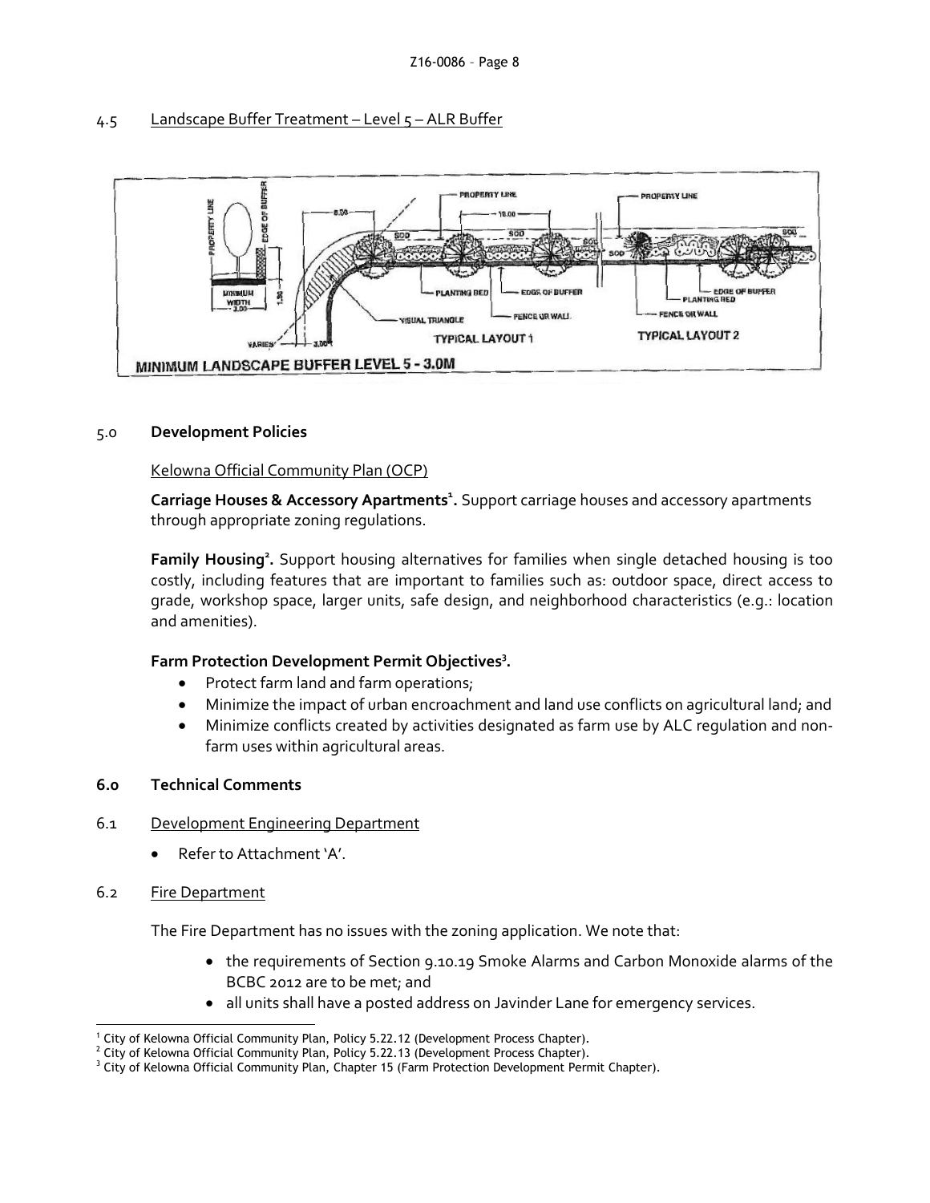## 4.5 Landscape Buffer Treatment – Level 5 – ALR Buffer

## 5.0 Development Policies

Kelowna Official Community Plan (OCP)

**Carriage Houses & Accessory Apartments[1].** Support carriage houses and accessory apartments through appropriate zoning regulations.

**Family Housing[2].** Support housing alternatives for families when single detached housing is too costly, including features that are important to families such as: outdoor space, direct access to grade, workshop space, larger units, safe design, and neighborhood characteristics (e.g.: location and amenities).

**Farm Protection Development Permit Objectives[3].**

- Protect farm land and farm operations;
- Minimize the impact of urban encroachment and land use conflicts on agricultural land; and
- Minimize conflicts created by activities designated as farm use by ALC regulation and non-farm uses within agricultural areas.

## 6.0 Technical Comments

### 6.1 Development Engineering Department

- Refer to Attachment 'A'.

### 6.2 Fire Department

The Fire Department has no issues with the zoning application. We note that:

- the requirements of Section 9.10.19 Smoke Alarms and Carbon Monoxide alarms of the BCBC 2012 are to be met; and
- all units shall have a posted address on Javinder Lane for emergency services.

---

[1] City of Kelowna Official Community Plan, Policy 5.22.12 (Development Process Chapter).
[2] City of Kelowna Official Community Plan, Policy 5.22.13 (Development Process Chapter).
[3] City of Kelowna Official Community Plan, Chapter 15 (Farm Protection Development Permit Chapter).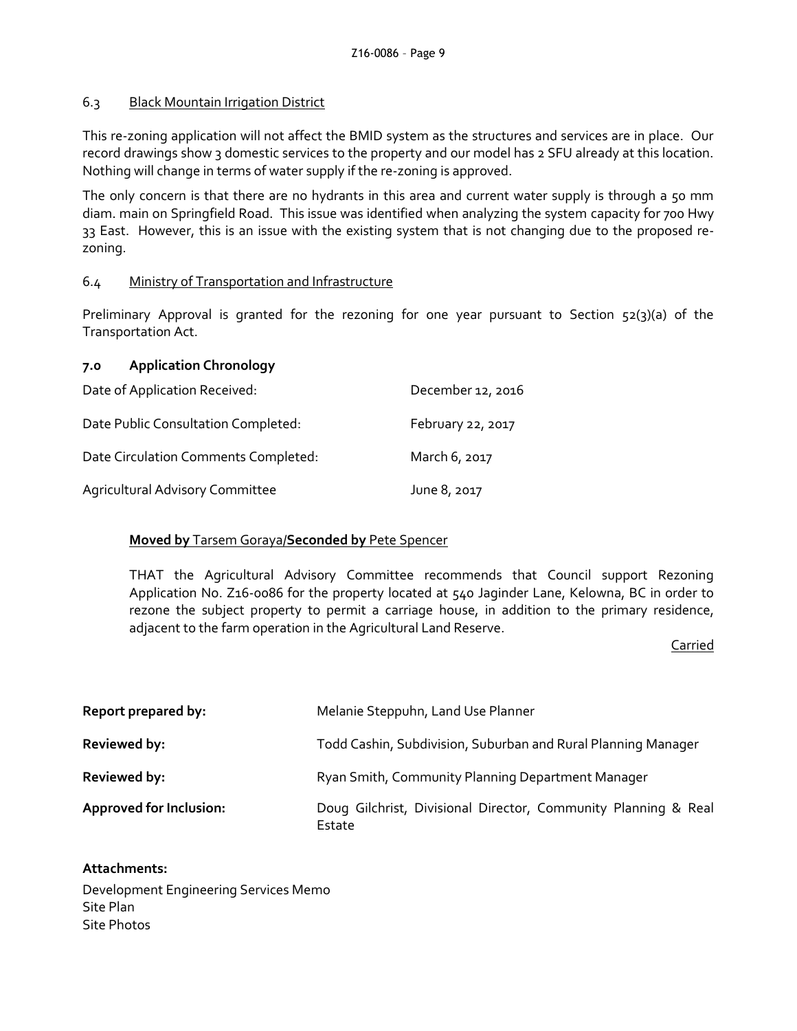### 6.3 Black Mountain Irrigation District

This re-zoning application will not affect the BMID system as the structures and services are in place. Our record drawings show 3 domestic services to the property and our model has 2 SFU already at this location. Nothing will change in terms of water supply if the re-zoning is approved.

The only concern is that there are no hydrants in this area and current water supply is through a 50 mm diam. main on Springfield Road. This issue was identified when analyzing the system capacity for 700 Hwy 33 East. However, this is an issue with the existing system that is not changing due to the proposed re-zoning.

### 6.4 Ministry of Transportation and Infrastructure

Preliminary Approval is granted for the rezoning for one year pursuant to Section 52(3)(a) of the Transportation Act.

## 7.0 Application Chronology

| | |
|---|---|
| Date of Application Received: | December 12, 2016 |
| Date Public Consultation Completed: | February 22, 2017 |
| Date Circulation Comments Completed: | March 6, 2017 |
| Agricultural Advisory Committee | June 8, 2017 |

**Moved by** Tarsem Goraya/**Seconded by** Pete Spencer

THAT the Agricultural Advisory Committee recommends that Council support Rezoning Application No. Z16-0086 for the property located at 540 Jaginder Lane, Kelowna, BC in order to rezone the subject property to permit a carriage house, in addition to the primary residence, adjacent to the farm operation in the Agricultural Land Reserve.

Carried

| | |
|---|---|
| **Report prepared by:** | Melanie Steppuhn, Land Use Planner |
| **Reviewed by:** | Todd Cashin, Subdivision, Suburban and Rural Planning Manager |
| **Reviewed by:** | Ryan Smith, Community Planning Department Manager |
| **Approved for Inclusion:** | Doug Gilchrist, Divisional Director, Community Planning & Real Estate |

**Attachments:**

Development Engineering Services Memo
Site Plan
Site Photos